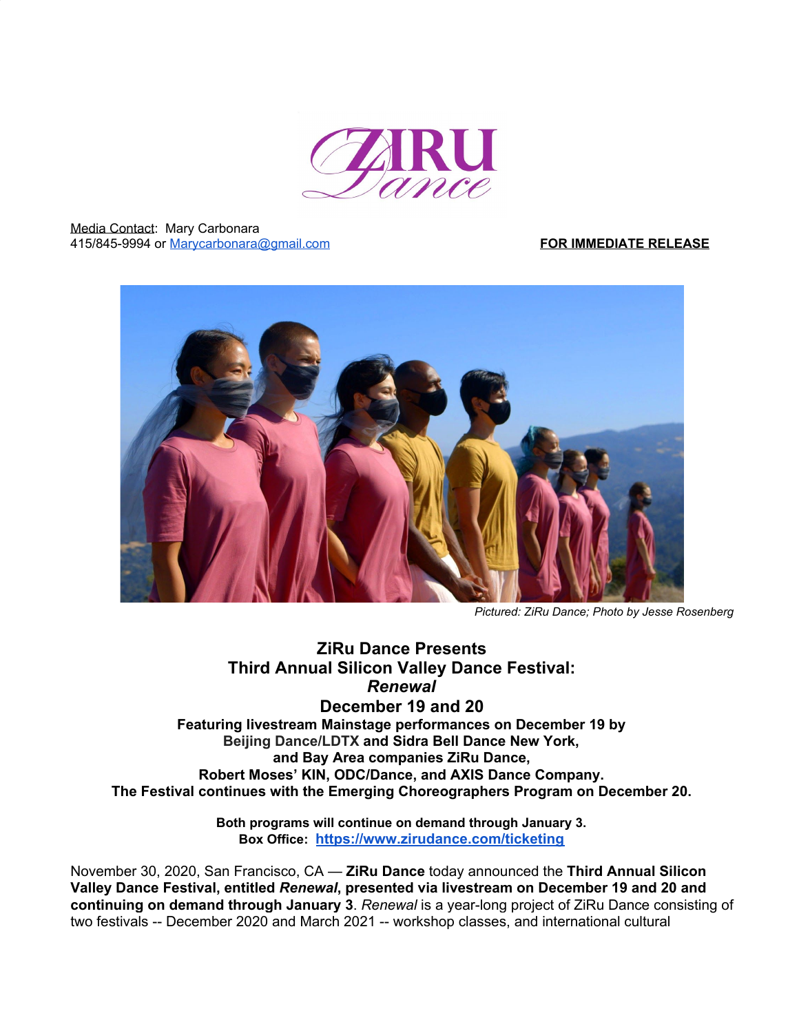Media Contact: Mary Carbonara
415/845-9994 or Marycarbonara@gmail.com

**FOR IMMEDIATE RELEASE**

*Pictured: ZiRu Dance; Photo by Jesse Rosenberg*

# ZiRu Dance Presents
# Third Annual Silicon Valley Dance Festival:
# *Renewal*
# December 19 and 20

**Featuring livestream Mainstage performances on December 19 by Beijing Dance/LDTX and Sidra Bell Dance New York, and Bay Area companies ZiRu Dance, Robert Moses' KIN, ODC/Dance, and AXIS Dance Company. The Festival continues with the Emerging Choreographers Program on December 20.**

**Both programs will continue on demand through January 3.**
**Box Office: https://www.zirudance.com/ticketing**

November 30, 2020, San Francisco, CA — **ZiRu Dance** today announced the **Third Annual Silicon Valley Dance Festival, entitled *Renewal*, presented via livestream on December 19 and 20 and continuing on demand through January 3**. *Renewal* is a year-long project of ZiRu Dance consisting of two festivals -- December 2020 and March 2021 -- workshop classes, and international cultural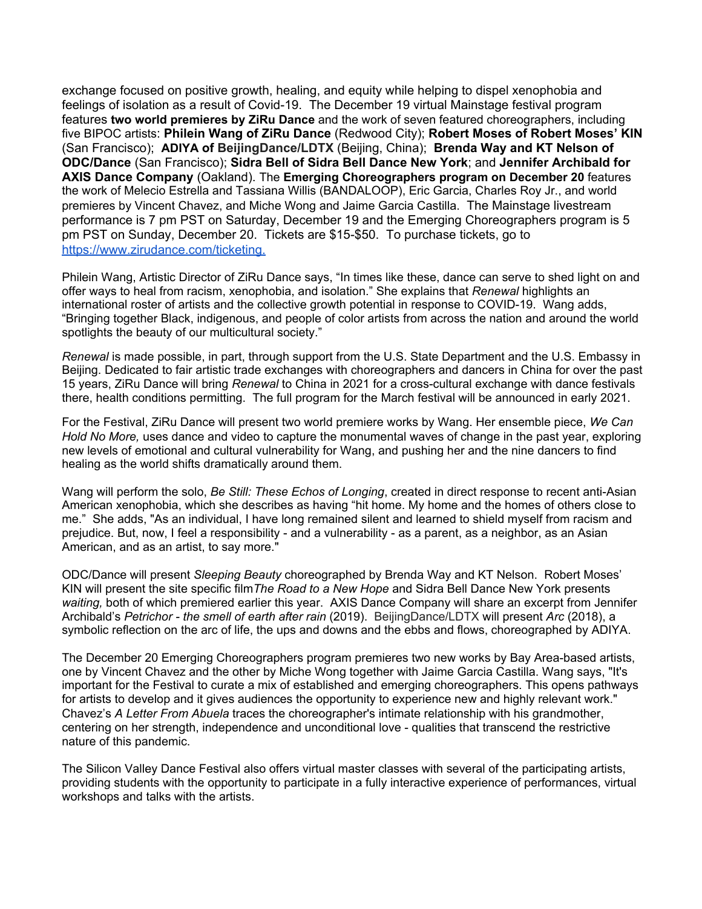exchange focused on positive growth, healing, and equity while helping to dispel xenophobia and feelings of isolation as a result of Covid-19. The December 19 virtual Mainstage festival program features **two world premieres by ZiRu Dance** and the work of seven featured choreographers, including five BIPOC artists: **Philein Wang of ZiRu Dance** (Redwood City); **Robert Moses of Robert Moses' KIN** (San Francisco); **ADIYA of BeijingDance/LDTX** (Beijing, China); **Brenda Way and KT Nelson of ODC/Dance** (San Francisco); **Sidra Bell of Sidra Bell Dance New York**; and **Jennifer Archibald for AXIS Dance Company** (Oakland). The **Emerging Choreographers program on December 20** features the work of Melecio Estrella and Tassiana Willis (BANDALOOP), Eric Garcia, Charles Roy Jr., and world premieres by Vincent Chavez, and Miche Wong and Jaime Garcia Castilla. The Mainstage livestream performance is 7 pm PST on Saturday, December 19 and the Emerging Choreographers program is 5 pm PST on Sunday, December 20. Tickets are $15-$50. To purchase tickets, go to [https://www.zirudance.com/ticketing.](https://www.zirudance.com/ticketing)

Philein Wang, Artistic Director of ZiRu Dance says, "In times like these, dance can serve to shed light on and offer ways to heal from racism, xenophobia, and isolation." She explains that *Renewal* highlights an international roster of artists and the collective growth potential in response to COVID-19. Wang adds, "Bringing together Black, indigenous, and people of color artists from across the nation and around the world spotlights the beauty of our multicultural society."

*Renewal* is made possible, in part, through support from the U.S. State Department and the U.S. Embassy in Beijing. Dedicated to fair artistic trade exchanges with choreographers and dancers in China for over the past 15 years, ZiRu Dance will bring *Renewal* to China in 2021 for a cross-cultural exchange with dance festivals there, health conditions permitting. The full program for the March festival will be announced in early 2021.

For the Festival, ZiRu Dance will present two world premiere works by Wang. Her ensemble piece, *We Can Hold No More,* uses dance and video to capture the monumental waves of change in the past year, exploring new levels of emotional and cultural vulnerability for Wang, and pushing her and the nine dancers to find healing as the world shifts dramatically around them.

Wang will perform the solo, *Be Still: These Echos of Longing*, created in direct response to recent anti-Asian American xenophobia, which she describes as having "hit home. My home and the homes of others close to me." She adds, "As an individual, I have long remained silent and learned to shield myself from racism and prejudice. But, now, I feel a responsibility - and a vulnerability - as a parent, as a neighbor, as an Asian American, and as an artist, to say more."

ODC/Dance will present *Sleeping Beauty* choreographed by Brenda Way and KT Nelson. Robert Moses' KIN will present the site specific film *The Road to a New Hope* and Sidra Bell Dance New York presents *waiting,* both of which premiered earlier this year. AXIS Dance Company will share an excerpt from Jennifer Archibald's *Petrichor - the smell of earth after rain* (2019). BeijingDance/LDTX will present *Arc* (2018), a symbolic reflection on the arc of life, the ups and downs and the ebbs and flows, choreographed by ADIYA.

The December 20 Emerging Choreographers program premieres two new works by Bay Area-based artists, one by Vincent Chavez and the other by Miche Wong together with Jaime Garcia Castilla. Wang says, "It's important for the Festival to curate a mix of established and emerging choreographers. This opens pathways for artists to develop and it gives audiences the opportunity to experience new and highly relevant work." Chavez's *A Letter From Abuela* traces the choreographer's intimate relationship with his grandmother, centering on her strength, independence and unconditional love - qualities that transcend the restrictive nature of this pandemic.

The Silicon Valley Dance Festival also offers virtual master classes with several of the participating artists, providing students with the opportunity to participate in a fully interactive experience of performances, virtual workshops and talks with the artists.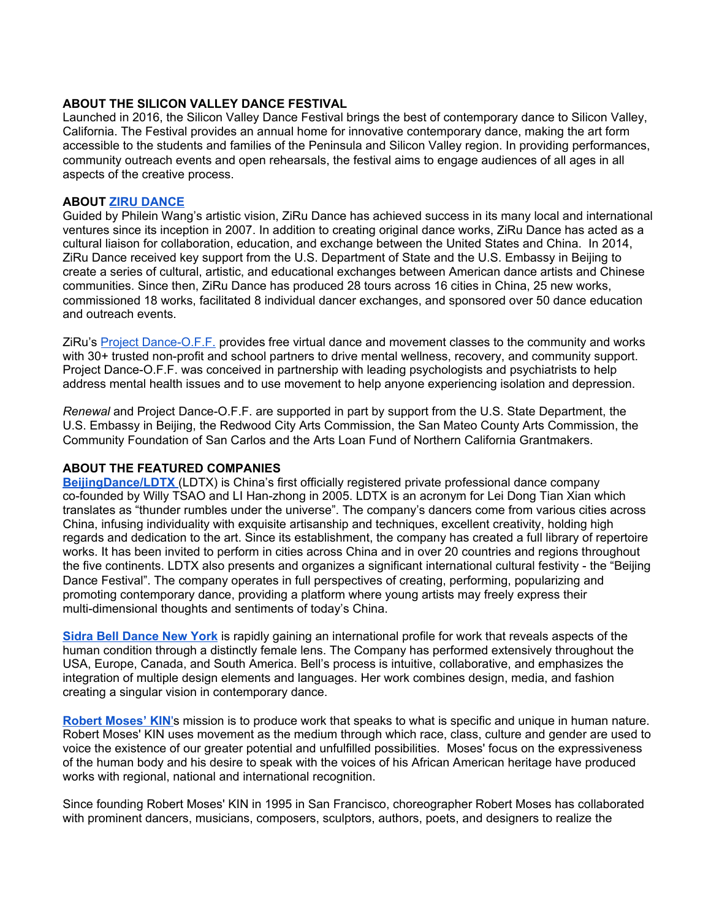## ABOUT THE SILICON VALLEY DANCE FESTIVAL

Launched in 2016, the Silicon Valley Dance Festival brings the best of contemporary dance to Silicon Valley, California. The Festival provides an annual home for innovative contemporary dance, making the art form accessible to the students and families of the Peninsula and Silicon Valley region. In providing performances, community outreach events and open rehearsals, the festival aims to engage audiences of all ages in all aspects of the creative process.

## ABOUT ZIRU DANCE

Guided by Philein Wang's artistic vision, ZiRu Dance has achieved success in its many local and international ventures since its inception in 2007. In addition to creating original dance works, ZiRu Dance has acted as a cultural liaison for collaboration, education, and exchange between the United States and China. In 2014, ZiRu Dance received key support from the U.S. Department of State and the U.S. Embassy in Beijing to create a series of cultural, artistic, and educational exchanges between American dance artists and Chinese communities. Since then, ZiRu Dance has produced 28 tours across 16 cities in China, 25 new works, commissioned 18 works, facilitated 8 individual dancer exchanges, and sponsored over 50 dance education and outreach events.

ZiRu's Project Dance-O.F.F. provides free virtual dance and movement classes to the community and works with 30+ trusted non-profit and school partners to drive mental wellness, recovery, and community support. Project Dance-O.F.F. was conceived in partnership with leading psychologists and psychiatrists to help address mental health issues and to use movement to help anyone experiencing isolation and depression.

*Renewal* and Project Dance-O.F.F. are supported in part by support from the U.S. State Department, the U.S. Embassy in Beijing, the Redwood City Arts Commission, the San Mateo County Arts Commission, the Community Foundation of San Carlos and the Arts Loan Fund of Northern California Grantmakers.

## ABOUT THE FEATURED COMPANIES

**BeijingDance/LDTX** (LDTX) is China's first officially registered private professional dance company co-founded by Willy TSAO and LI Han-zhong in 2005. LDTX is an acronym for Lei Dong Tian Xian which translates as "thunder rumbles under the universe". The company's dancers come from various cities across China, infusing individuality with exquisite artisanship and techniques, excellent creativity, holding high regards and dedication to the art. Since its establishment, the company has created a full library of repertoire works. It has been invited to perform in cities across China and in over 20 countries and regions throughout the five continents. LDTX also presents and organizes a significant international cultural festivity - the "Beijing Dance Festival". The company operates in full perspectives of creating, performing, popularizing and promoting contemporary dance, providing a platform where young artists may freely express their multi-dimensional thoughts and sentiments of today's China.

**Sidra Bell Dance New York** is rapidly gaining an international profile for work that reveals aspects of the human condition through a distinctly female lens. The Company has performed extensively throughout the USA, Europe, Canada, and South America. Bell's process is intuitive, collaborative, and emphasizes the integration of multiple design elements and languages. Her work combines design, media, and fashion creating a singular vision in contemporary dance.

**Robert Moses' KIN**'s mission is to produce work that speaks to what is specific and unique in human nature. Robert Moses' KIN uses movement as the medium through which race, class, culture and gender are used to voice the existence of our greater potential and unfulfilled possibilities. Moses' focus on the expressiveness of the human body and his desire to speak with the voices of his African American heritage have produced works with regional, national and international recognition.

Since founding Robert Moses' KIN in 1995 in San Francisco, choreographer Robert Moses has collaborated with prominent dancers, musicians, composers, sculptors, authors, poets, and designers to realize the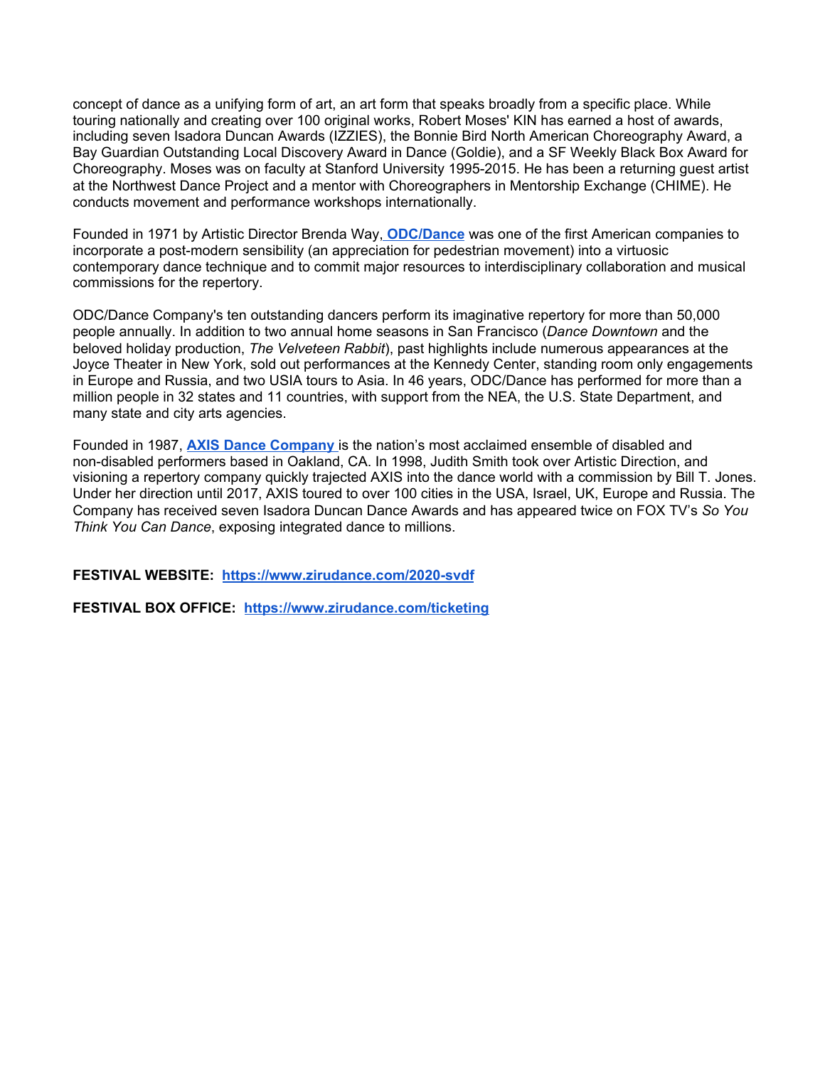concept of dance as a unifying form of art, an art form that speaks broadly from a specific place. While touring nationally and creating over 100 original works, Robert Moses' KIN has earned a host of awards, including seven Isadora Duncan Awards (IZZIES), the Bonnie Bird North American Choreography Award, a Bay Guardian Outstanding Local Discovery Award in Dance (Goldie), and a SF Weekly Black Box Award for Choreography. Moses was on faculty at Stanford University 1995-2015. He has been a returning guest artist at the Northwest Dance Project and a mentor with Choreographers in Mentorship Exchange (CHIME). He conducts movement and performance workshops internationally.

Founded in 1971 by Artistic Director Brenda Way, **ODC/Dance** was one of the first American companies to incorporate a post-modern sensibility (an appreciation for pedestrian movement) into a virtuosic contemporary dance technique and to commit major resources to interdisciplinary collaboration and musical commissions for the repertory.

ODC/Dance Company's ten outstanding dancers perform its imaginative repertory for more than 50,000 people annually. In addition to two annual home seasons in San Francisco (*Dance Downtown* and the beloved holiday production, *The Velveteen Rabbit*), past highlights include numerous appearances at the Joyce Theater in New York, sold out performances at the Kennedy Center, standing room only engagements in Europe and Russia, and two USIA tours to Asia. In 46 years, ODC/Dance has performed for more than a million people in 32 states and 11 countries, with support from the NEA, the U.S. State Department, and many state and city arts agencies.

Founded in 1987, **AXIS Dance Company** is the nation's most acclaimed ensemble of disabled and non-disabled performers based in Oakland, CA. In 1998, Judith Smith took over Artistic Direction, and visioning a repertory company quickly trajected AXIS into the dance world with a commission by Bill T. Jones. Under her direction until 2017, AXIS toured to over 100 cities in the USA, Israel, UK, Europe and Russia. The Company has received seven Isadora Duncan Dance Awards and has appeared twice on FOX TV's *So You Think You Can Dance*, exposing integrated dance to millions.

**FESTIVAL WEBSITE:** **https://www.zirudance.com/2020-svdf**

**FESTIVAL BOX OFFICE:** **https://www.zirudance.com/ticketing**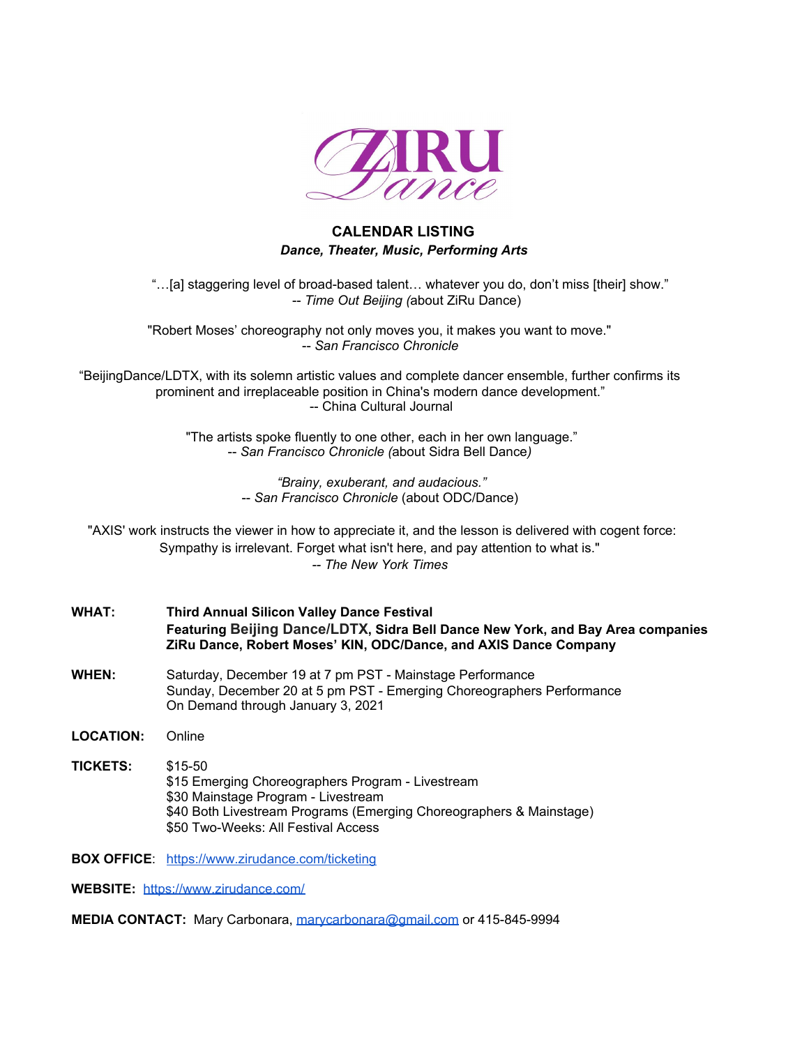## CALENDAR LISTING

***Dance, Theater, Music, Performing Arts***

"…[a] staggering level of broad-based talent… whatever you do, don't miss [their] show."
-- *Time Out Beijing (*about ZiRu Dance)

"Robert Moses' choreography not only moves you, it makes you want to move."
-- *San Francisco Chronicle*

"BeijingDance/LDTX, with its solemn artistic values and complete dancer ensemble, further confirms its prominent and irreplaceable position in China's modern dance development."
-- China Cultural Journal

"The artists spoke fluently to one other, each in her own language."
-- *San Francisco Chronicle (*about Sidra Bell Dance*)*

*"Brainy, exuberant, and audacious."*
-- *San Francisco Chronicle* (about ODC/Dance)

"AXIS' work instructs the viewer in how to appreciate it, and the lesson is delivered with cogent force: Sympathy is irrelevant. Forget what isn't here, and pay attention to what is."
-- *The New York Times*

**WHAT:** **Third Annual Silicon Valley Dance Festival**
**Featuring Beijing Dance/LDTX, Sidra Bell Dance New York, and Bay Area companies ZiRu Dance, Robert Moses' KIN, ODC/Dance, and AXIS Dance Company**

**WHEN:** Saturday, December 19 at 7 pm PST - Mainstage Performance
Sunday, December 20 at 5 pm PST - Emerging Choreographers Performance
On Demand through January 3, 2021

**LOCATION:** Online

**TICKETS:** $15-50
$15 Emerging Choreographers Program - Livestream
$30 Mainstage Program - Livestream
$40 Both Livestream Programs (Emerging Choreographers & Mainstage)
$50 Two-Weeks: All Festival Access

**BOX OFFICE**: https://www.zirudance.com/ticketing

**WEBSITE:** https://www.zirudance.com/

**MEDIA CONTACT:** Mary Carbonara, marycarbonara@gmail.com or 415-845-9994